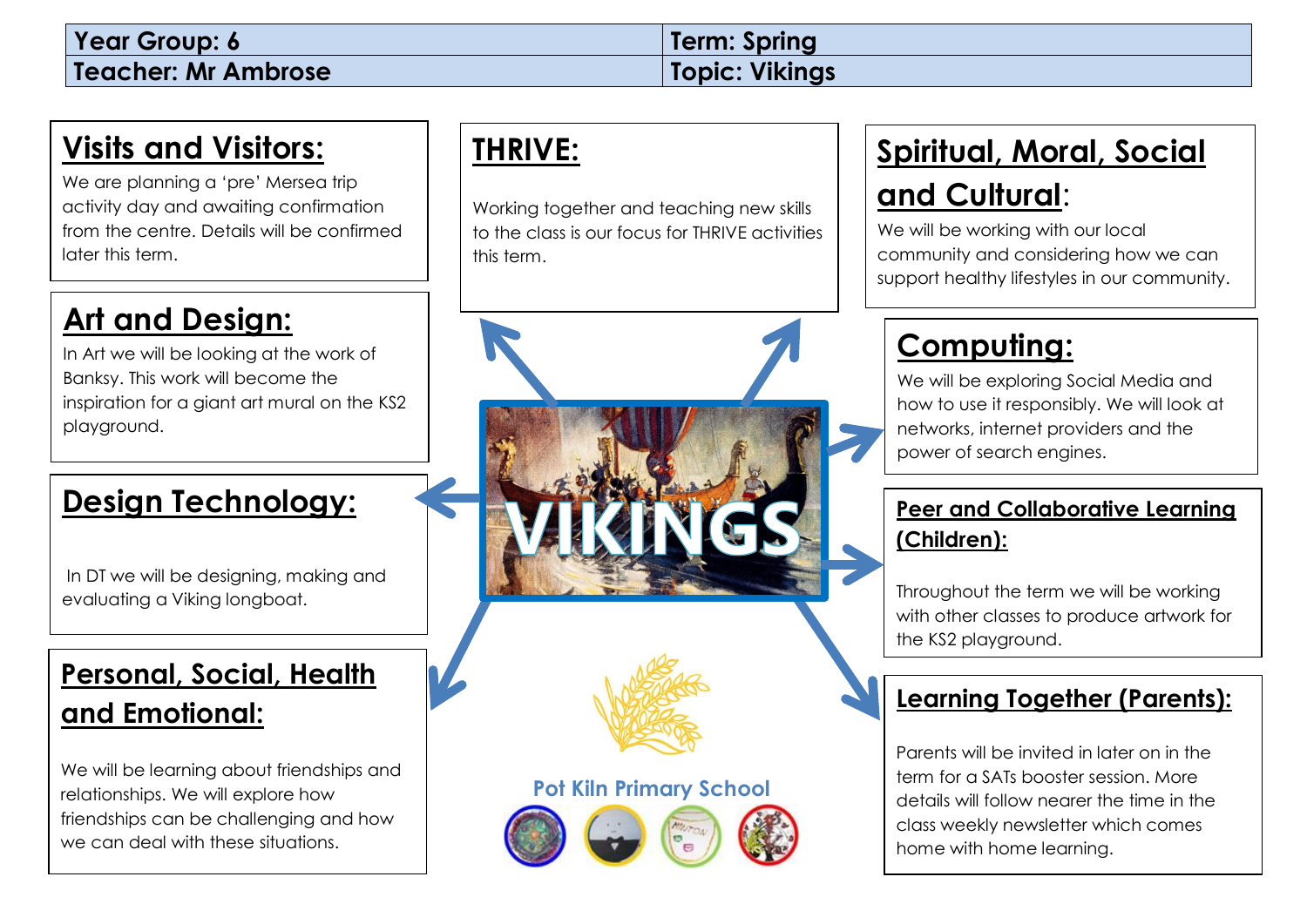| Year Group: 6 | Term: Spring |
| --- | --- |
| Teacher: Mr Ambrose | Topic: Vikings |

## Visits and Visitors:

We are planning a 'pre' Mersea trip activity day and awaiting confirmation from the centre. Details will be confirmed later this term.

## Art and Design:

In Art we will be looking at the work of Banksy. This work will become the inspiration for a giant art mural on the KS2 playground.

## Design Technology:

In DT we will be designing, making and evaluating a Viking longboat.

## Personal, Social, Health and Emotional:

We will be learning about friendships and relationships. We will explore how friendships can be challenging and how we can deal with these situations.

## THRIVE:

Working together and teaching new skills to the class is our focus for THRIVE activities this term.

VIKINGS

Pot Kiln Primary School

## Spiritual, Moral, Social and Cultural:

We will be working with our local community and considering how we can support healthy lifestyles in our community.

## Computing:

We will be exploring Social Media and how to use it responsibly. We will look at networks, internet providers and the power of search engines.

## Peer and Collaborative Learning (Children):

Throughout the term we will be working with other classes to produce artwork for the KS2 playground.

## Learning Together (Parents):

Parents will be invited in later on in the term for a SATs booster session. More details will follow nearer the time in the class weekly newsletter which comes home with home learning.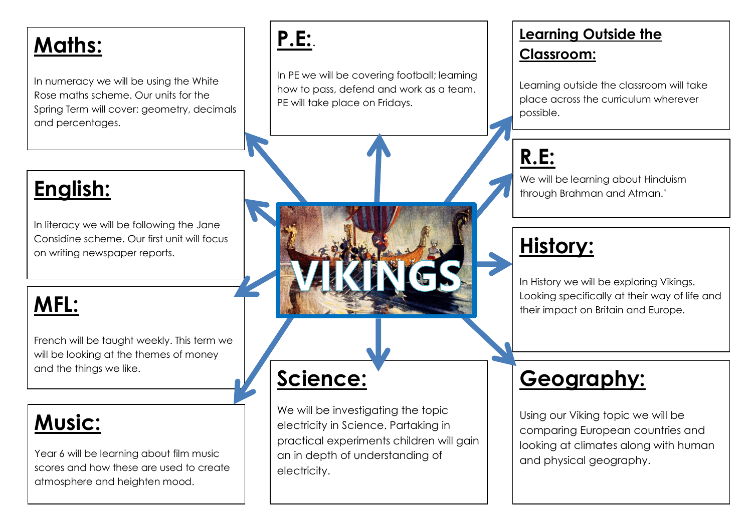# VIKINGS

## Maths:

In numeracy we will be using the White Rose maths scheme. Our units for the Spring Term will cover: geometry, decimals and percentages.

## English:

In literacy we will be following the Jane Considine scheme. Our first unit will focus on writing newspaper reports.

## MFL:

French will be taught weekly. This term we will be looking at the themes of money and the things we like.

## Music:

Year 6 will be learning about film music scores and how these are used to create atmosphere and heighten mood.

## P.E:.

In PE we will be covering football; learning how to pass, defend and work as a team. PE will take place on Fridays.

## Science:

We will be investigating the topic electricity in Science. Partaking in practical experiments children will gain an in depth of understanding of electricity.

## Learning Outside the Classroom:

Learning outside the classroom will take place across the curriculum wherever possible.

## R.E:

We will be learning about Hinduism through Brahman and Atman.'

## History:

In History we will be exploring Vikings. Looking specifically at their way of life and their impact on Britain and Europe.

## Geography:

Using our Viking topic we will be comparing European countries and looking at climates along with human and physical geography.